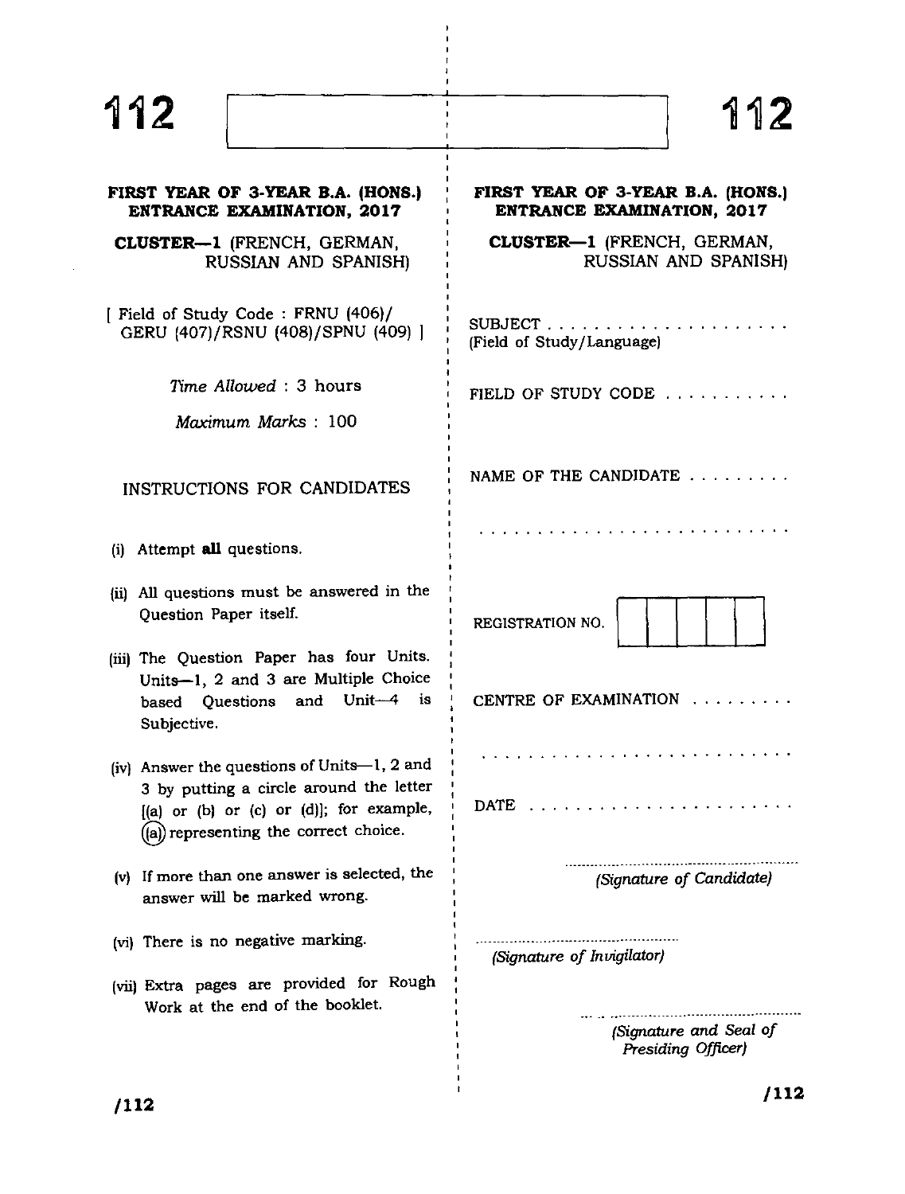112

112

**FIRST YEAR OF 3-YEAR B.A. (HONS.) ENTRANCE EXAMINATION, 2017**

**CLUSTER—1** (FRENCH, GERMAN, RUSSIAN AND SPANISH)

[ Field of Study Code : FRNU (406)/ GERU (407)/RSNU (408)/SPNU (409) ]

*Time Allowed* : 3 hours

*Maximum Marks* : 100

INSTRUCTIONS FOR CANDIDATES

(i) Attempt **all** questions.

(ii) All questions must be answered in the Question Paper itself.

(iii) The Question Paper has four Units. Units—1, 2 and 3 are Multiple Choice based Questions and Unit—4 is Subjective.

(iv) Answer the questions of Units—1, 2 and 3 by putting a circle around the letter [(a) or (b) or (c) or (d)]; for example, (a) representing the correct choice.

(v) If more than one answer is selected, the answer will be marked wrong.

(vi) There is no negative marking.

(vii) Extra pages are provided for Rough Work at the end of the booklet.

/112

**FIRST YEAR OF 3-YEAR B.A. (HONS.) ENTRANCE EXAMINATION, 2017**

**CLUSTER—1** (FRENCH, GERMAN, RUSSIAN AND SPANISH)

SUBJECT . . . . . . . . . . . . . . . . . . . . .
(Field of Study/Language)

FIELD OF STUDY CODE . . . . . . . . . . .

NAME OF THE CANDIDATE . . . . . . . . .

. . . . . . . . . . . . . . . . . . . . . . . . . .

REGISTRATION NO. | | | | | |

CENTRE OF EXAMINATION . . . . . . . . .

. . . . . . . . . . . . . . . . . . . . . . . . . .

DATE . . . . . . . . . . . . . . . . . . . . . .

..................................................
*(Signature of Candidate)*

..................................................
*(Signature of Invigilator)*

..................................................
*(Signature and Seal of Presiding Officer)*

/112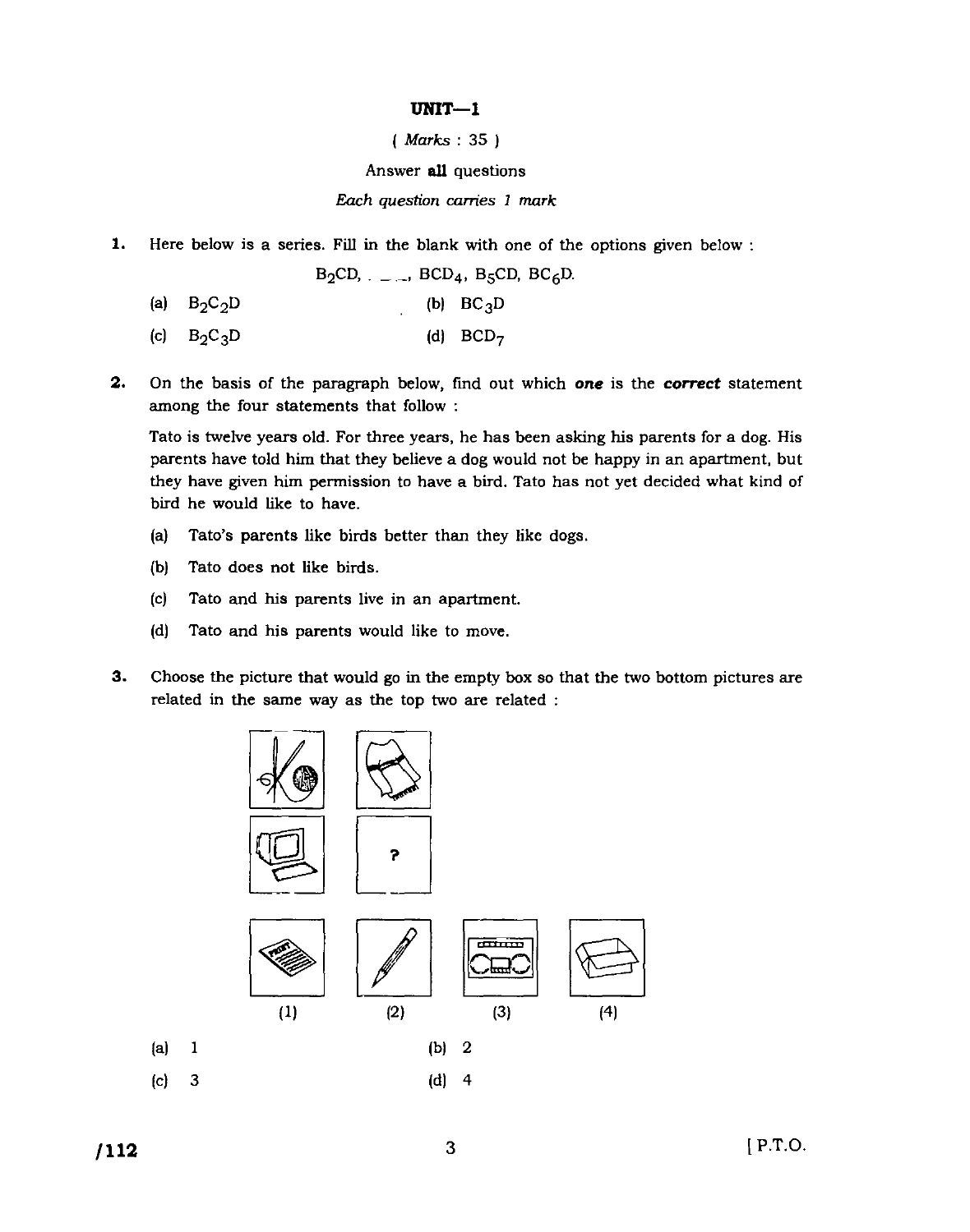## UNIT—1

( *Marks* : 35 )

Answer **all** questions

*Each question carries 1 mark*

**1.** Here below is a series. Fill in the blank with one of the options given below :

$B_2CD$, \_\_\_, $BCD_4$, $B_5CD$, $BC_6D$.

(a) $B_2C_2D$

(b) $BC_3D$

(c) $B_2C_3D$

(d) $BCD_7$

**2.** On the basis of the paragraph below, find out which ***one*** is the ***correct*** statement among the four statements that follow :

Tato is twelve years old. For three years, he has been asking his parents for a dog. His parents have told him that they believe a dog would not be happy in an apartment, but they have given him permission to have a bird. Tato has not yet decided what kind of bird he would like to have.

(a) Tato's parents like birds better than they like dogs.

(b) Tato does not like birds.

(c) Tato and his parents live in an apartment.

(d) Tato and his parents would like to move.

**3.** Choose the picture that would go in the empty box so that the two bottom pictures are related in the same way as the top two are related :

?

(1) (2) (3) (4)

(a) 1

(b) 2

(c) 3

(d) 4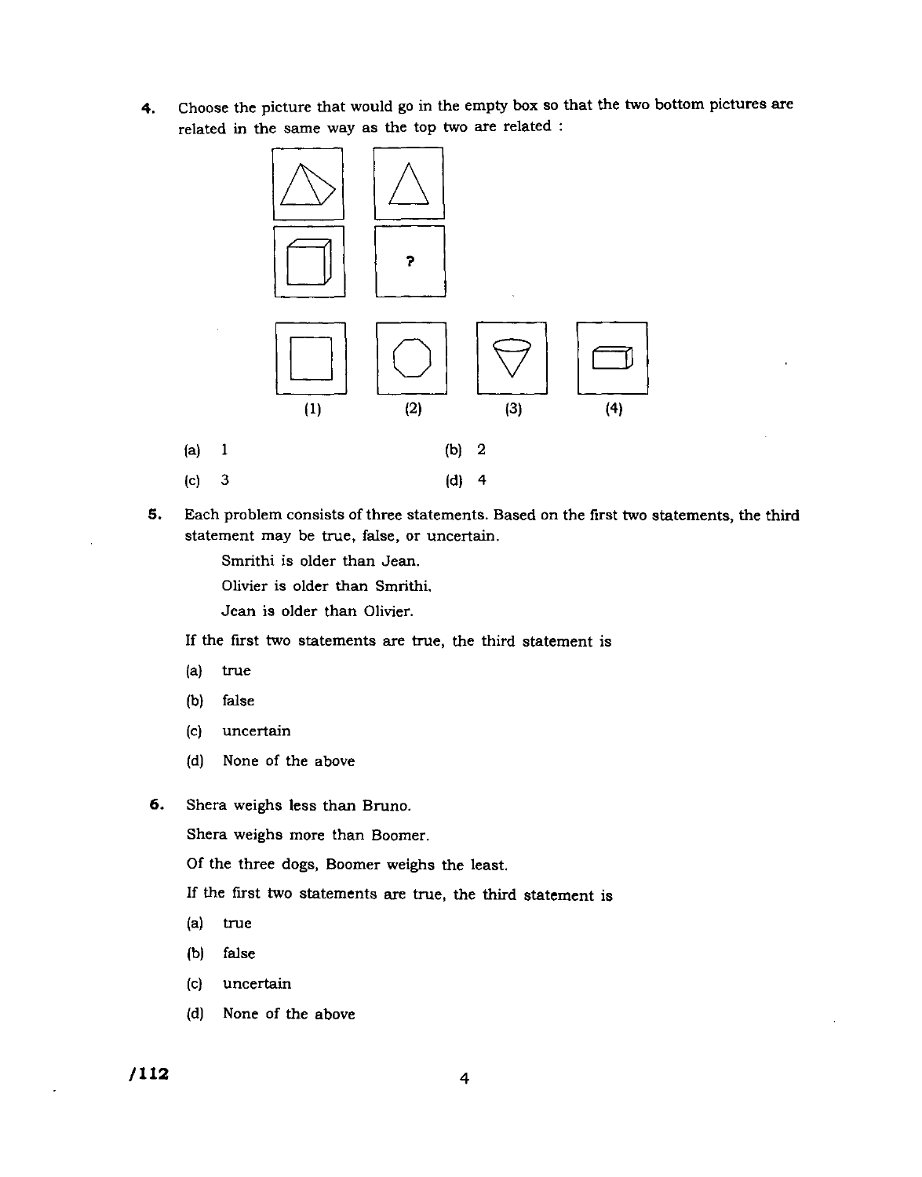4. Choose the picture that would go in the empty box so that the two bottom pictures are related in the same way as the top two are related :

?

(1) (2) (3) (4)

(a) 1 (b) 2

(c) 3 (d) 4

5. Each problem consists of three statements. Based on the first two statements, the third statement may be true, false, or uncertain.

Smrithi is older than Jean.

Olivier is older than Smrithi.

Jean is older than Olivier.

If the first two statements are true, the third statement is

(a) true

(b) false

(c) uncertain

(d) None of the above

6. Shera weighs less than Bruno.

Shera weighs more than Boomer.

Of the three dogs, Boomer weighs the least.

If the first two statements are true, the third statement is

(a) true

(b) false

(c) uncertain

(d) None of the above

/112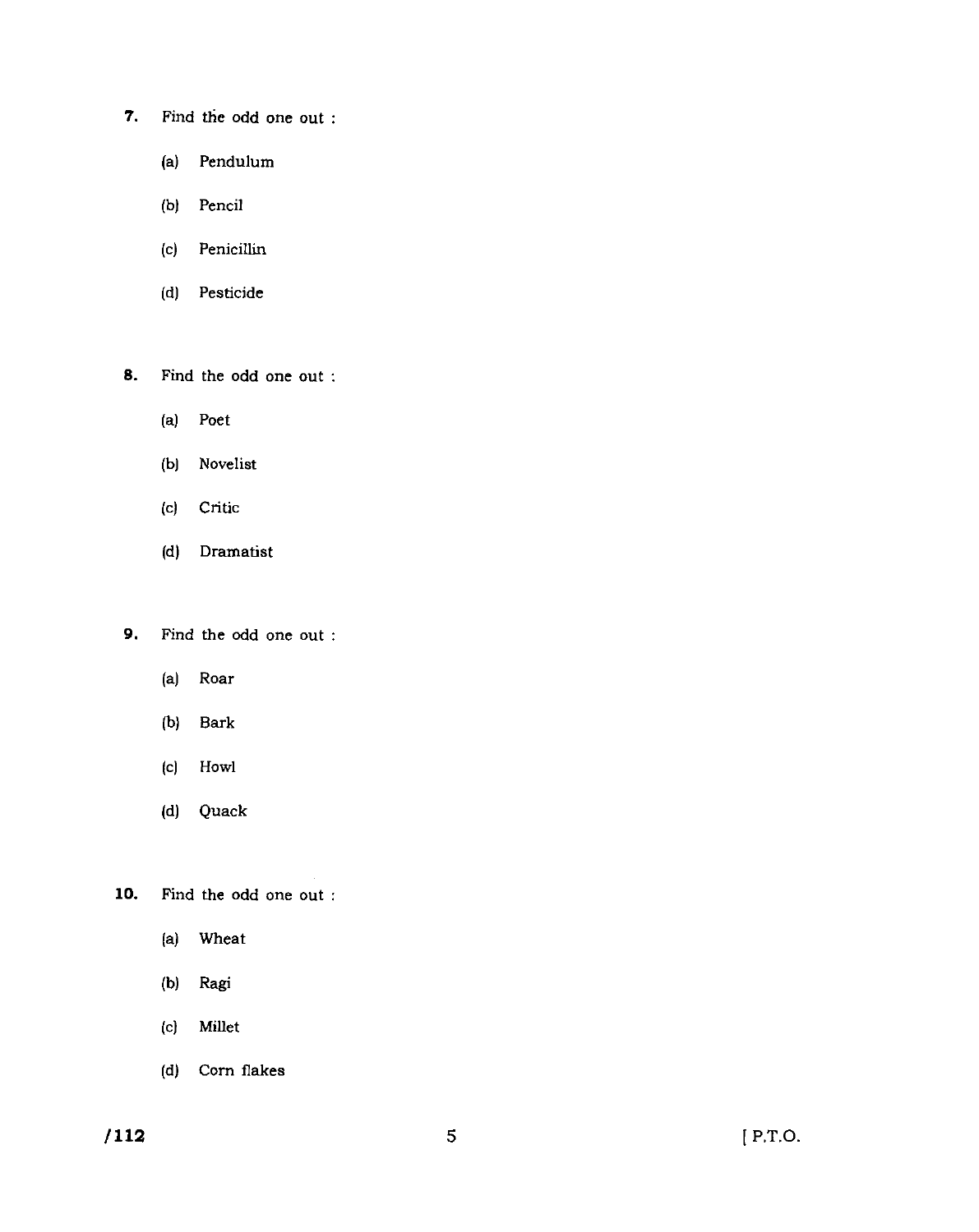7. Find the odd one out :

   (a) Pendulum

   (b) Pencil

   (c) Penicillin

   (d) Pesticide

8. Find the odd one out :

   (a) Poet

   (b) Novelist

   (c) Critic

   (d) Dramatist

9. Find the odd one out :

   (a) Roar

   (b) Bark

   (c) Howl

   (d) Quack

10. Find the odd one out :

    (a) Wheat

    (b) Ragi

    (c) Millet

    (d) Corn flakes

/112 [ P.T.O.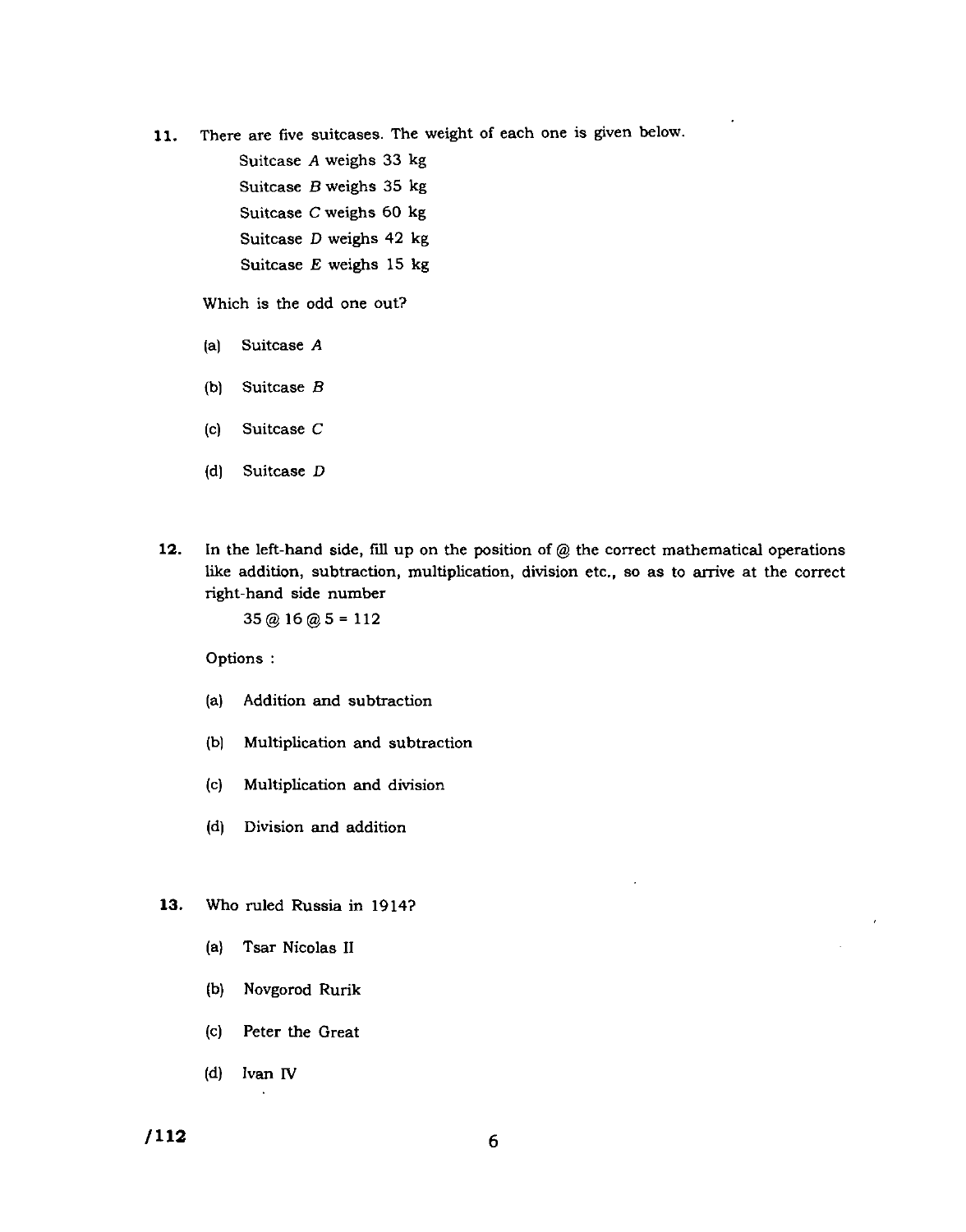**11.** There are five suitcases. The weight of each one is given below.

Suitcase $A$ weighs 33 kg

Suitcase $B$ weighs 35 kg

Suitcase $C$ weighs 60 kg

Suitcase $D$ weighs 42 kg

Suitcase $E$ weighs 15 kg

Which is the odd one out?

(a) Suitcase $A$

(b) Suitcase $B$

(c) Suitcase $C$

(d) Suitcase $D$

**12.** In the left-hand side, fill up on the position of @ the correct mathematical operations like addition, subtraction, multiplication, division etc., so as to arrive at the correct right-hand side number

35 @ 16 @ 5 = 112

Options :

(a) Addition and subtraction

(b) Multiplication and subtraction

(c) Multiplication and division

(d) Division and addition

**13.** Who ruled Russia in 1914?

(a) Tsar Nicolas II

(b) Novgorod Rurik

(c) Peter the Great

(d) Ivan IV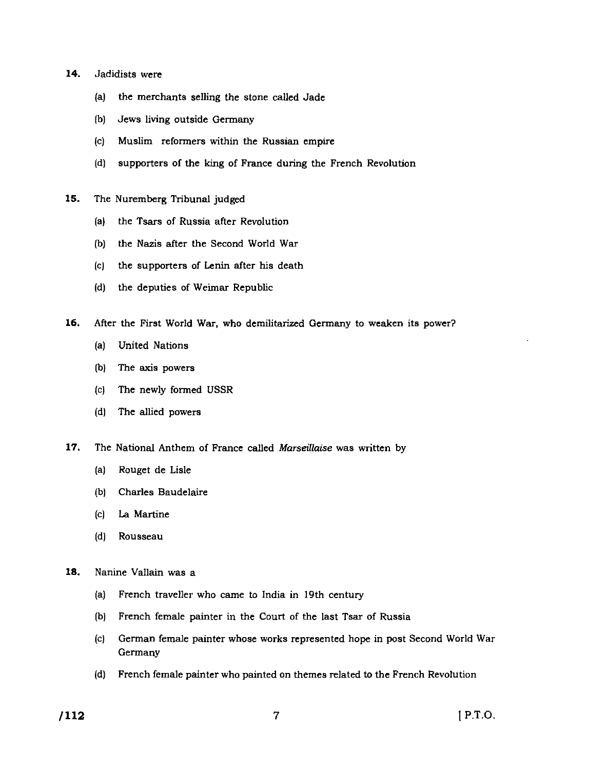**14.** Jadidists were

(a) the merchants selling the stone called Jade

(b) Jews living outside Germany

(c) Muslim reformers within the Russian empire

(d) supporters of the king of France during the French Revolution

**15.** The Nuremberg Tribunal judged

(a) the Tsars of Russia after Revolution

(b) the Nazis after the Second World War

(c) the supporters of Lenin after his death

(d) the deputies of Weimar Republic

**16.** After the First World War, who demilitarized Germany to weaken its power?

(a) United Nations

(b) The axis powers

(c) The newly formed USSR

(d) The allied powers

**17.** The National Anthem of France called *Marseillaise* was written by

(a) Rouget de Lisle

(b) Charles Baudelaire

(c) La Martine

(d) Rousseau

**18.** Nanine Vallain was a

(a) French traveller who came to India in 19th century

(b) French female painter in the Court of the last Tsar of Russia

(c) German female painter whose works represented hope in post Second World War Germany

(d) French female painter who painted on themes related to the French Revolution

/112 [ P.T.O.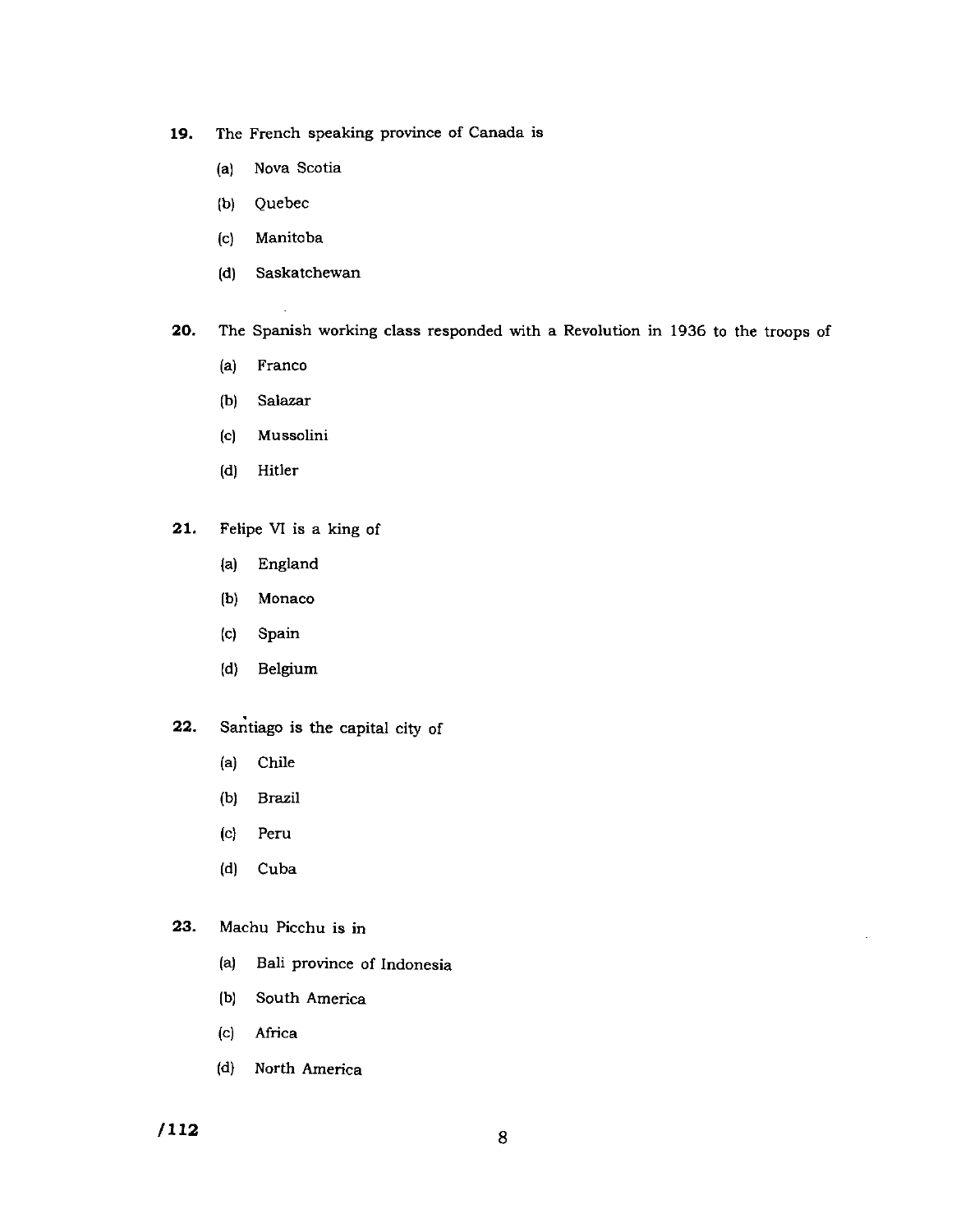19. The French speaking province of Canada is

    (a) Nova Scotia

    (b) Quebec

    (c) Manitoba

    (d) Saskatchewan

20. The Spanish working class responded with a Revolution in 1936 to the troops of

    (a) Franco

    (b) Salazar

    (c) Mussolini

    (d) Hitler

21. Felipe VI is a king of

    (a) England

    (b) Monaco

    (c) Spain

    (d) Belgium

22. Santiago is the capital city of

    (a) Chile

    (b) Brazil

    (c) Peru

    (d) Cuba

23. Machu Picchu is in

    (a) Bali province of Indonesia

    (b) South America

    (c) Africa

    (d) North America

/112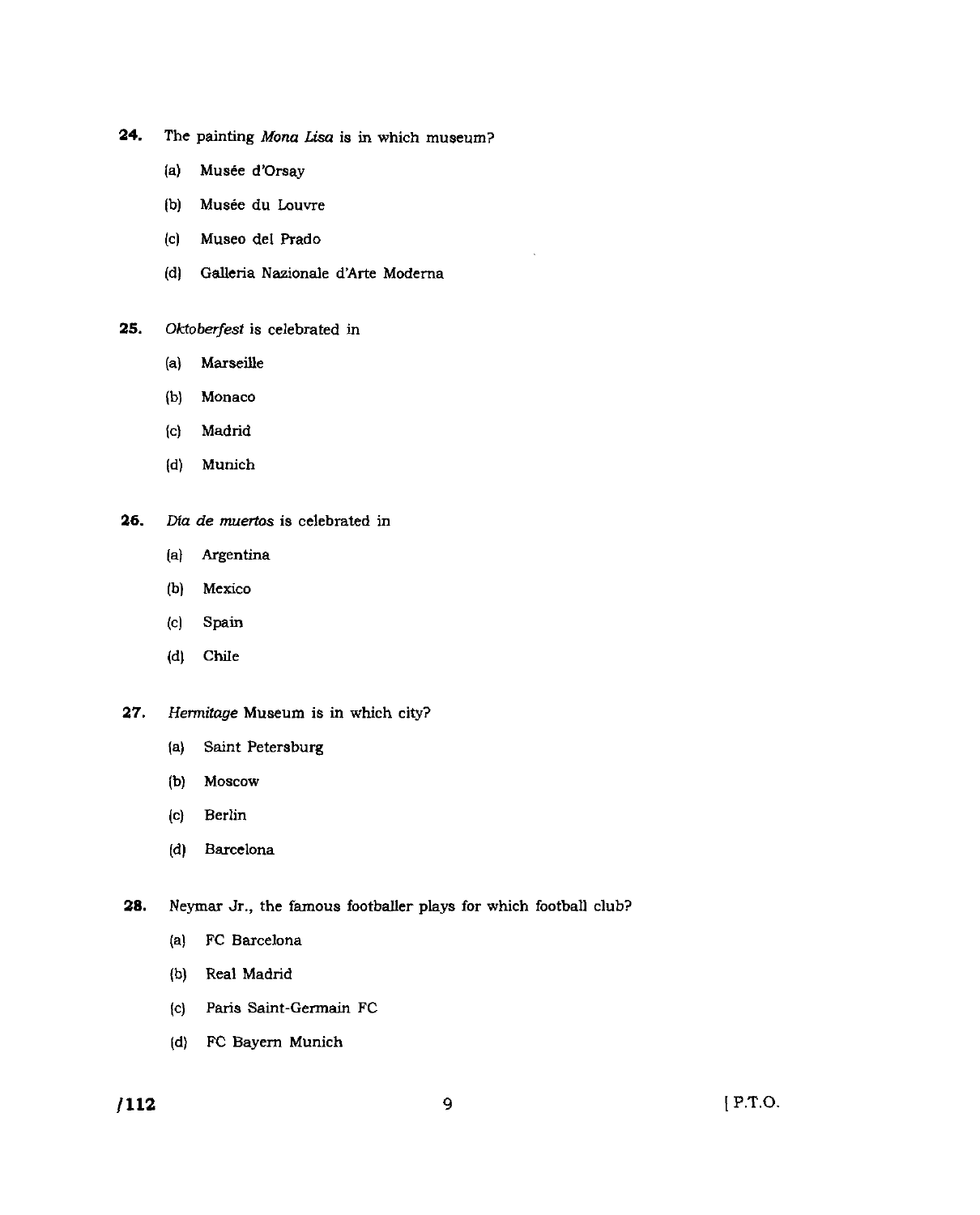24. The painting *Mona Lisa* is in which museum?

(a) Musée d'Orsay

(b) Musée du Louvre

(c) Museo del Prado

(d) Galleria Nazionale d'Arte Moderna

25. *Oktoberfest* is celebrated in

(a) Marseille

(b) Monaco

(c) Madrid

(d) Munich

26. *Día de muertos* is celebrated in

(a) Argentina

(b) Mexico

(c) Spain

(d) Chile

27. *Hermitage* Museum is in which city?

(a) Saint Petersburg

(b) Moscow

(c) Berlin

(d) Barcelona

28. Neymar Jr., the famous footballer plays for which football club?

(a) FC Barcelona

(b) Real Madrid

(c) Paris Saint-Germain FC

(d) FC Bayern Munich

/112

[ P.T.O.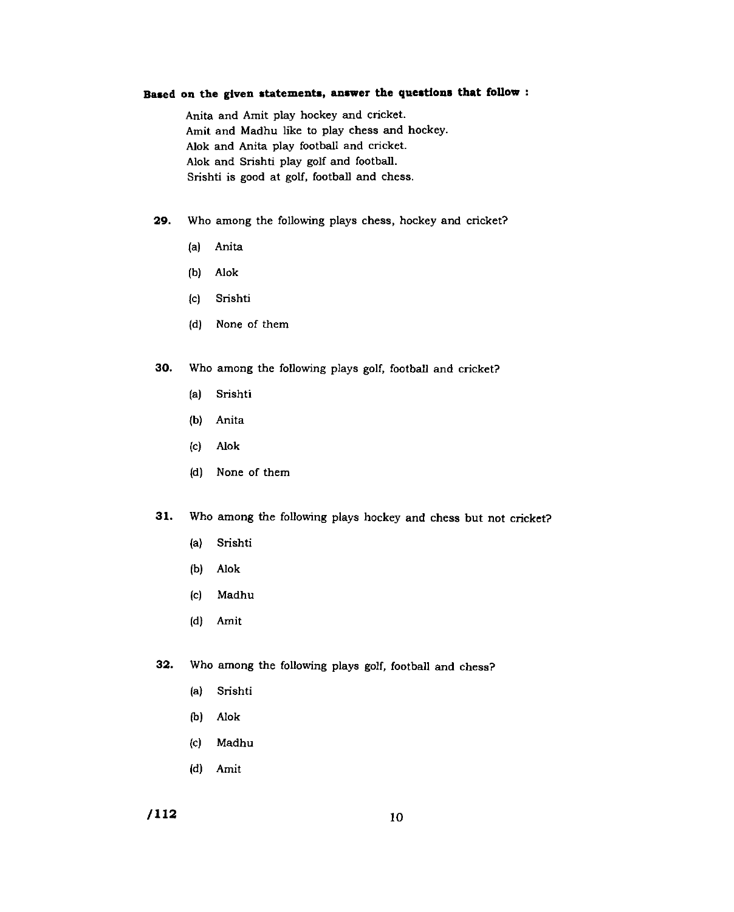**Based on the given statements, answer the questions that follow :**

Anita and Amit play hockey and cricket.
Amit and Madhu like to play chess and hockey.
Alok and Anita play football and cricket.
Alok and Srishti play golf and football.
Srishti is good at golf, football and chess.

**29.** Who among the following plays chess, hockey and cricket?

(a) Anita

(b) Alok

(c) Srishti

(d) None of them

**30.** Who among the following plays golf, football and cricket?

(a) Srishti

(b) Anita

(c) Alok

(d) None of them

**31.** Who among the following plays hockey and chess but not cricket?

(a) Srishti

(b) Alok

(c) Madhu

(d) Amit

**32.** Who among the following plays golf, football and chess?

(a) Srishti

(b) Alok

(c) Madhu

(d) Amit

/112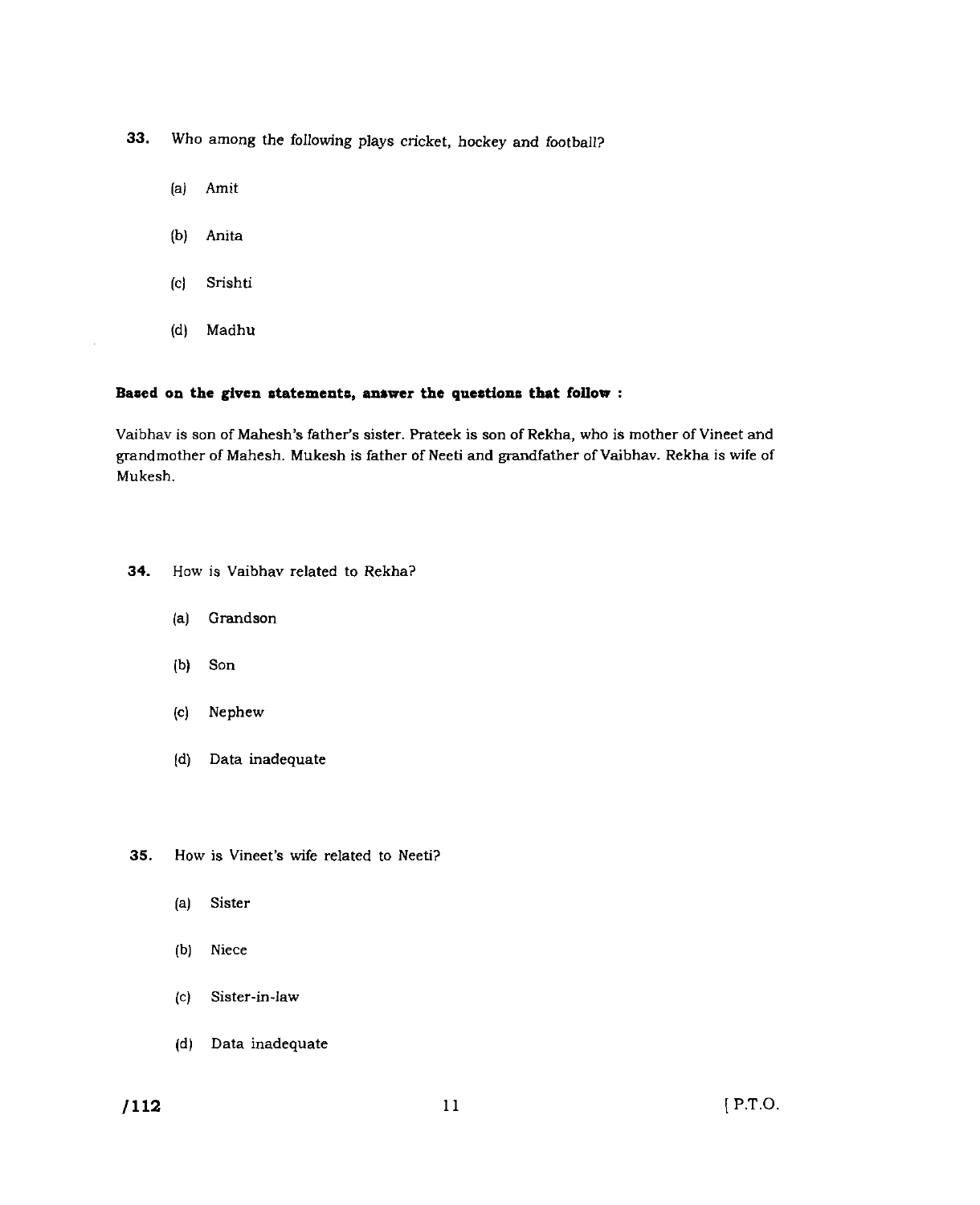33. Who among the following plays cricket, hockey and football?

(a) Amit

(b) Anita

(c) Srishti

(d) Madhu

**Based on the given statements, answer the questions that follow :**

Vaibhav is son of Mahesh's father's sister. Prateek is son of Rekha, who is mother of Vineet and grandmother of Mahesh. Mukesh is father of Neeti and grandfather of Vaibhav. Rekha is wife of Mukesh.

34. How is Vaibhav related to Rekha?

(a) Grandson

(b) Son

(c) Nephew

(d) Data inadequate

35. How is Vineet's wife related to Neeti?

(a) Sister

(b) Niece

(c) Sister-in-law

(d) Data inadequate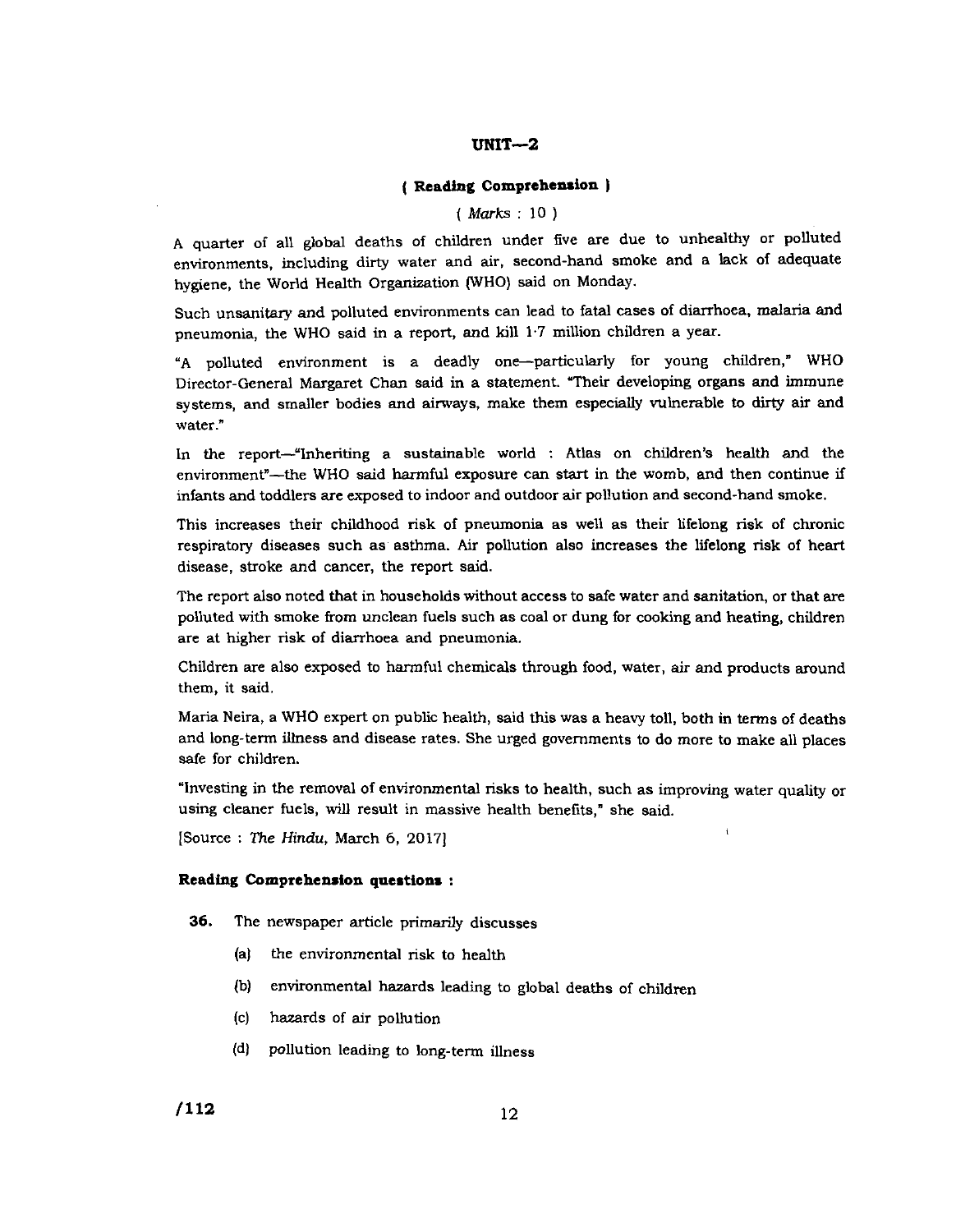## UNIT—2

### ( Reading Comprehension )

( *Marks* : 10 )

A quarter of all global deaths of children under five are due to unhealthy or polluted environments, including dirty water and air, second-hand smoke and a lack of adequate hygiene, the World Health Organization (WHO) said on Monday.

Such unsanitary and polluted environments can lead to fatal cases of diarrhoea, malaria and pneumonia, the WHO said in a report, and kill 1·7 million children a year.

"A polluted environment is a deadly one—particularly for young children," WHO Director-General Margaret Chan said in a statement. "Their developing organs and immune systems, and smaller bodies and airways, make them especially vulnerable to dirty air and water."

In the report—"Inheriting a sustainable world : Atlas on children's health and the environment"—the WHO said harmful exposure can start in the womb, and then continue if infants and toddlers are exposed to indoor and outdoor air pollution and second-hand smoke.

This increases their childhood risk of pneumonia as well as their lifelong risk of chronic respiratory diseases such as asthma. Air pollution also increases the lifelong risk of heart disease, stroke and cancer, the report said.

The report also noted that in households without access to safe water and sanitation, or that are polluted with smoke from unclean fuels such as coal or dung for cooking and heating, children are at higher risk of diarrhoea and pneumonia.

Children are also exposed to harmful chemicals through food, water, air and products around them, it said.

Maria Neira, a WHO expert on public health, said this was a heavy toll, both in terms of deaths and long-term illness and disease rates. She urged governments to do more to make all places safe for children.

"Investing in the removal of environmental risks to health, such as improving water quality or using cleaner fuels, will result in massive health benefits," she said.

[Source : *The Hindu*, March 6, 2017]

**Reading Comprehension questions :**

**36.** The newspaper article primarily discusses

(a) the environmental risk to health

(b) environmental hazards leading to global deaths of children

(c) hazards of air pollution

(d) pollution leading to long-term illness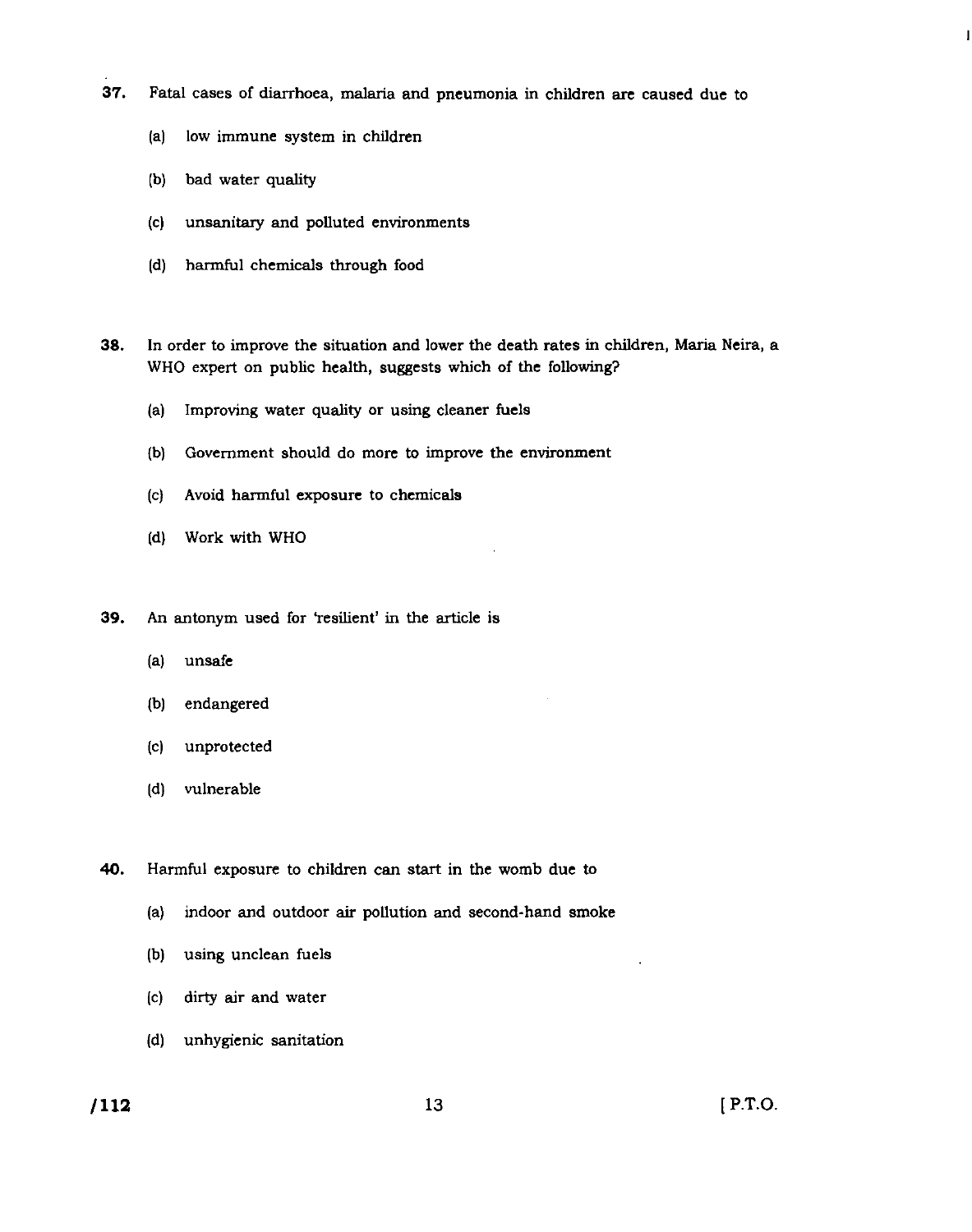37. Fatal cases of diarrhoea, malaria and pneumonia in children are caused due to

    (a) low immune system in children

    (b) bad water quality

    (c) unsanitary and polluted environments

    (d) harmful chemicals through food

38. In order to improve the situation and lower the death rates in children, Maria Neira, a WHO expert on public health, suggests which of the following?

    (a) Improving water quality or using cleaner fuels

    (b) Government should do more to improve the environment

    (c) Avoid harmful exposure to chemicals

    (d) Work with WHO

39. An antonym used for 'resilient' in the article is

    (a) unsafe

    (b) endangered

    (c) unprotected

    (d) vulnerable

40. Harmful exposure to children can start in the womb due to

    (a) indoor and outdoor air pollution and second-hand smoke

    (b) using unclean fuels

    (c) dirty air and water

    (d) unhygienic sanitation

/112 [ P.T.O.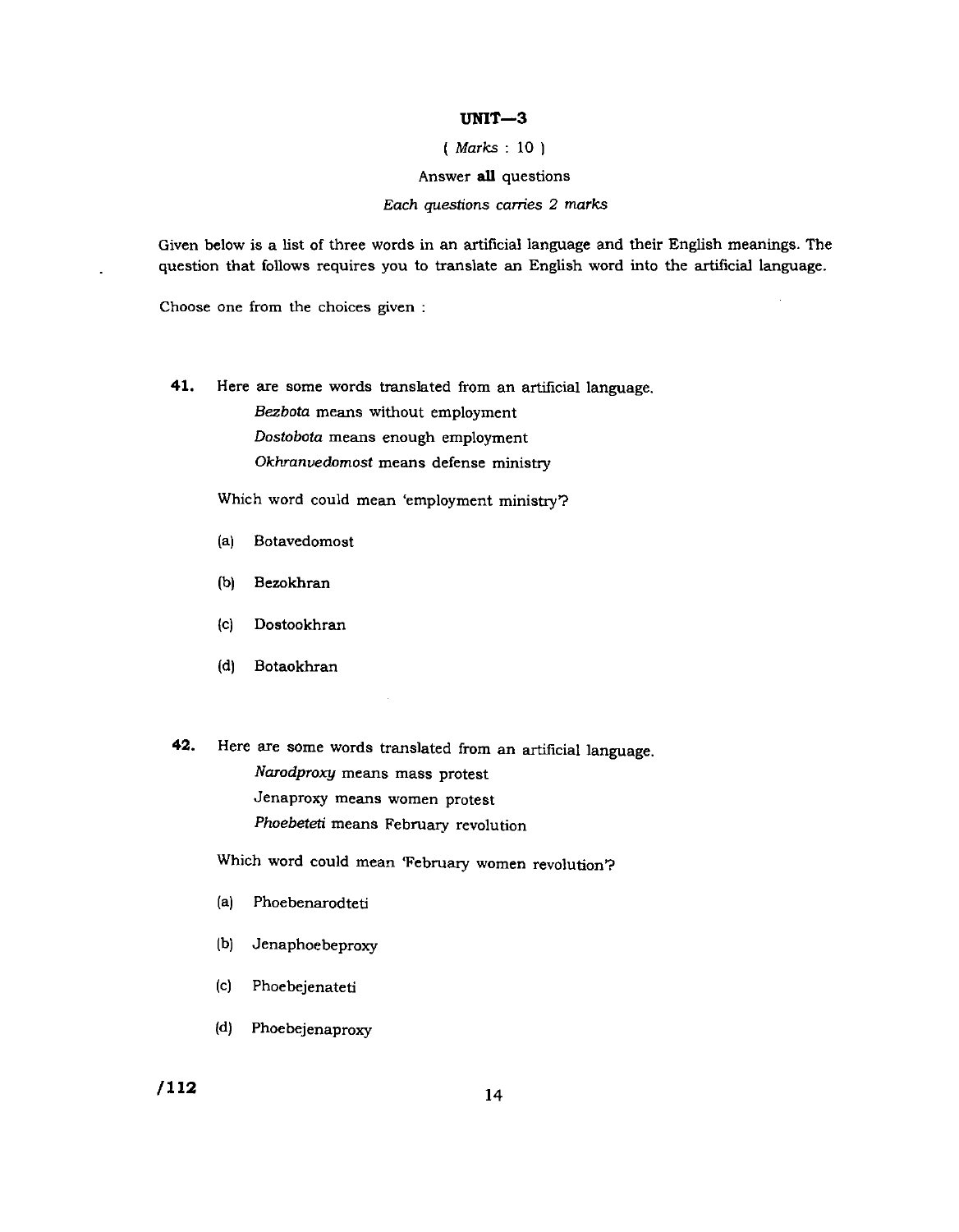## UNIT—3

( *Marks* : 10 )

Answer **all** questions

*Each questions carries 2 marks*

Given below is a list of three words in an artificial language and their English meanings. The question that follows requires you to translate an English word into the artificial language.

Choose one from the choices given :

**41.** Here are some words translated from an artificial language.

*Bezbota* means without employment

*Dostobota* means enough employment

*Okhranvedomost* means defense ministry

Which word could mean 'employment ministry'?

(a) Botavedomost

(b) Bezokhran

(c) Dostookhran

(d) Botaokhran

**42.** Here are some words translated from an artificial language.

*Narodproxy* means mass protest

Jenaproxy means women protest

*Phoebeteti* means February revolution

Which word could mean 'February women revolution'?

(a) Phoebenarodteti

(b) Jenaphoebeproxy

(c) Phoebejenateti

(d) Phoebejenaproxy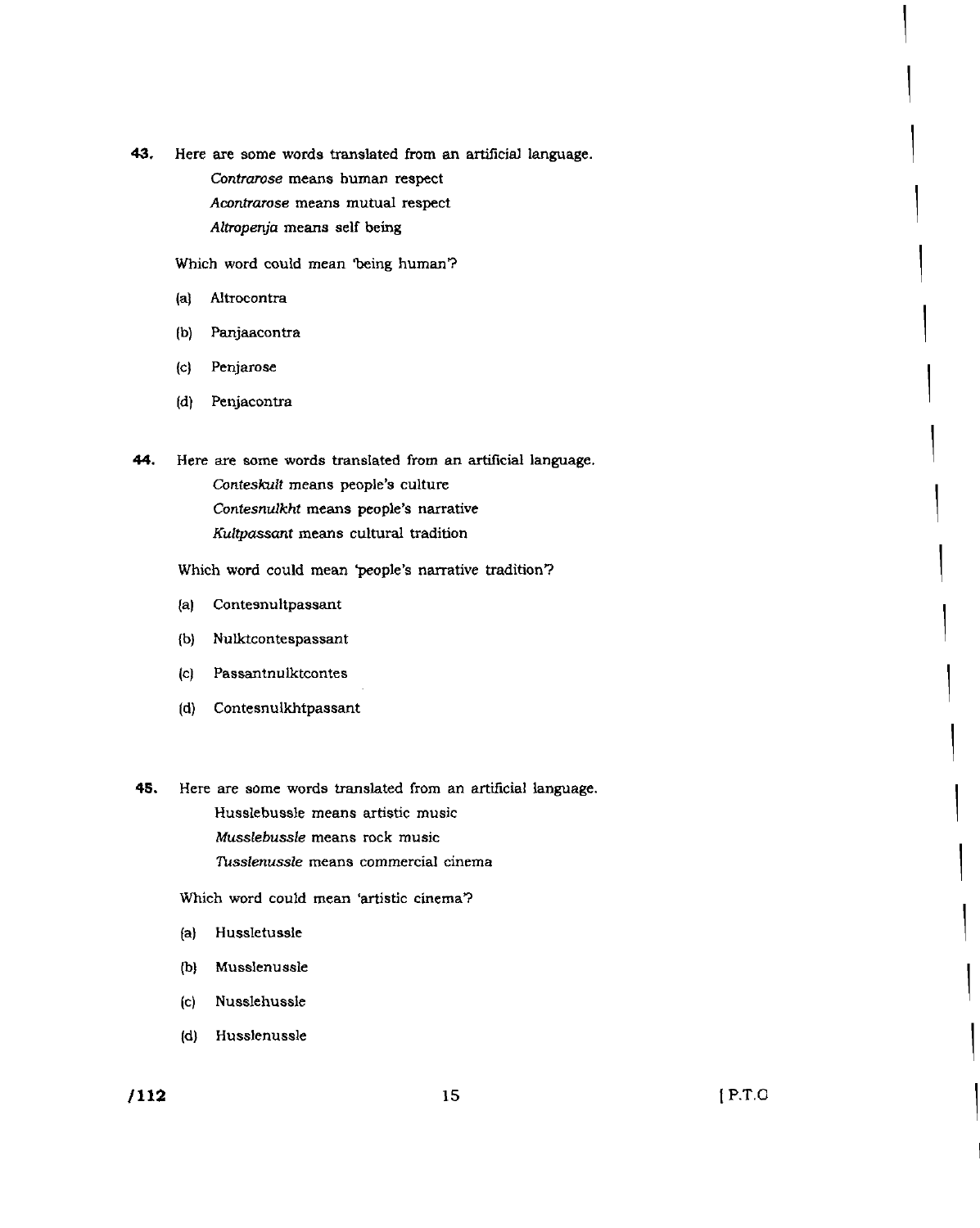43. Here are some words translated from an artificial language.

*Contrarose* means human respect

*Acontrarose* means mutual respect

*Altropenja* means self being

Which word could mean 'being human'?

(a) Altrocontra

(b) Panjaacontra

(c) Penjarose

(d) Penjacontra

44. Here are some words translated from an artificial language.

*Conteskult* means people's culture

*Contesnulkht* means people's narrative

*Kultpassant* means cultural tradition

Which word could mean 'people's narrative tradition'?

(a) Contesnultpassant

(b) Nulktcontespassant

(c) Passantnulktcontes

(d) Contesnulkhtpassant

45. Here are some words translated from an artificial language.

Husslebussle means artistic music

*Musslebussle* means rock music

*Tusslenussle* means commercial cinema

Which word could mean 'artistic cinema'?

(a) Hussletussle

(b) Musslenussle

(c) Nusslehussle

(d) Husslenussle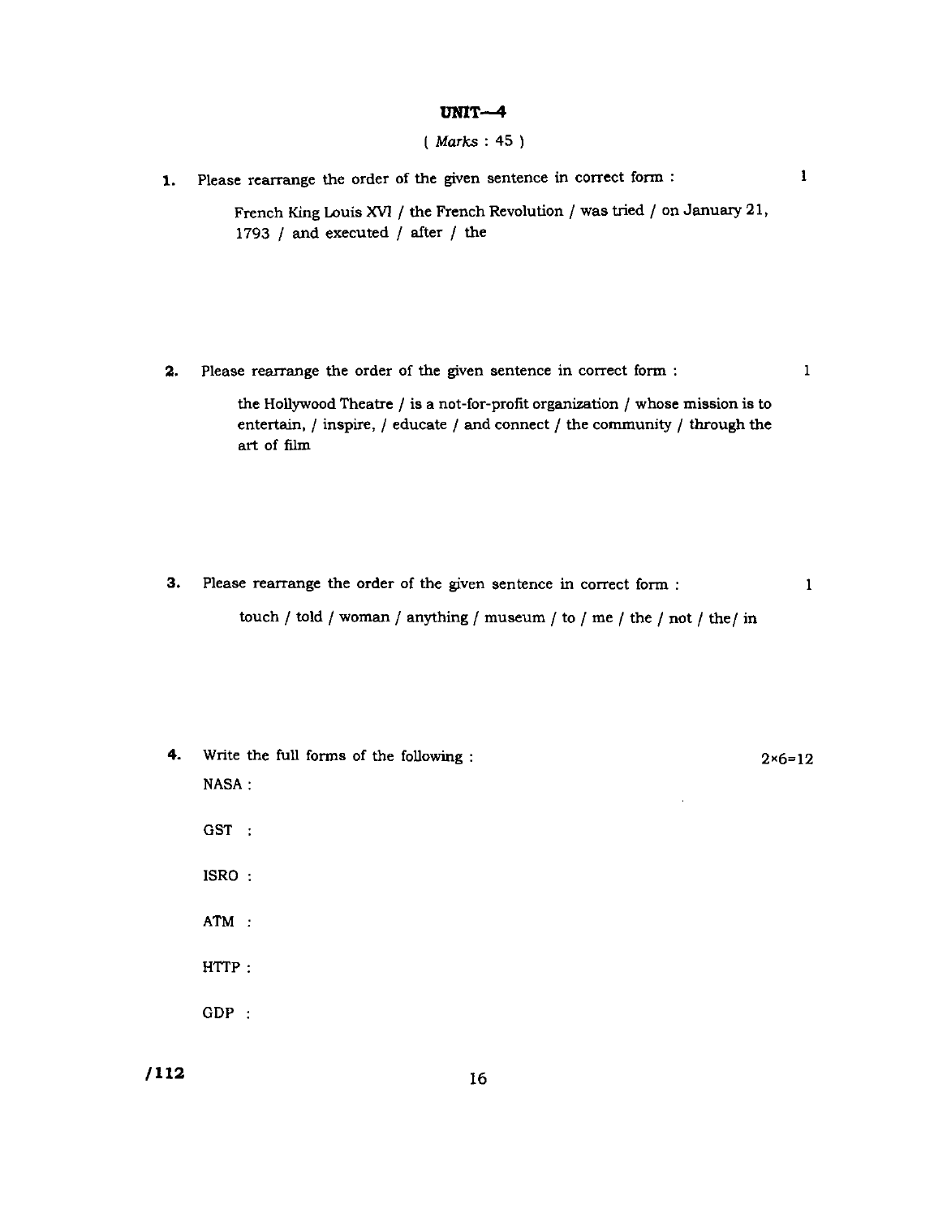## UNIT—4

( *Marks* : 45 )

**1.** Please rearrange the order of the given sentence in correct form : 1

French King Louis XVI / the French Revolution / was tried / on January 21, 1793 / and executed / after / the

**2.** Please rearrange the order of the given sentence in correct form : 1

the Hollywood Theatre / is a not-for-profit organization / whose mission is to entertain, / inspire, / educate / and connect / the community / through the art of film

**3.** Please rearrange the order of the given sentence in correct form : 1

touch / told / woman / anything / museum / to / me / the / not / the/ in

**4.** Write the full forms of the following : 2×6=12

NASA :

GST :

ISRO :

ATM :

HTTP :

GDP :

/112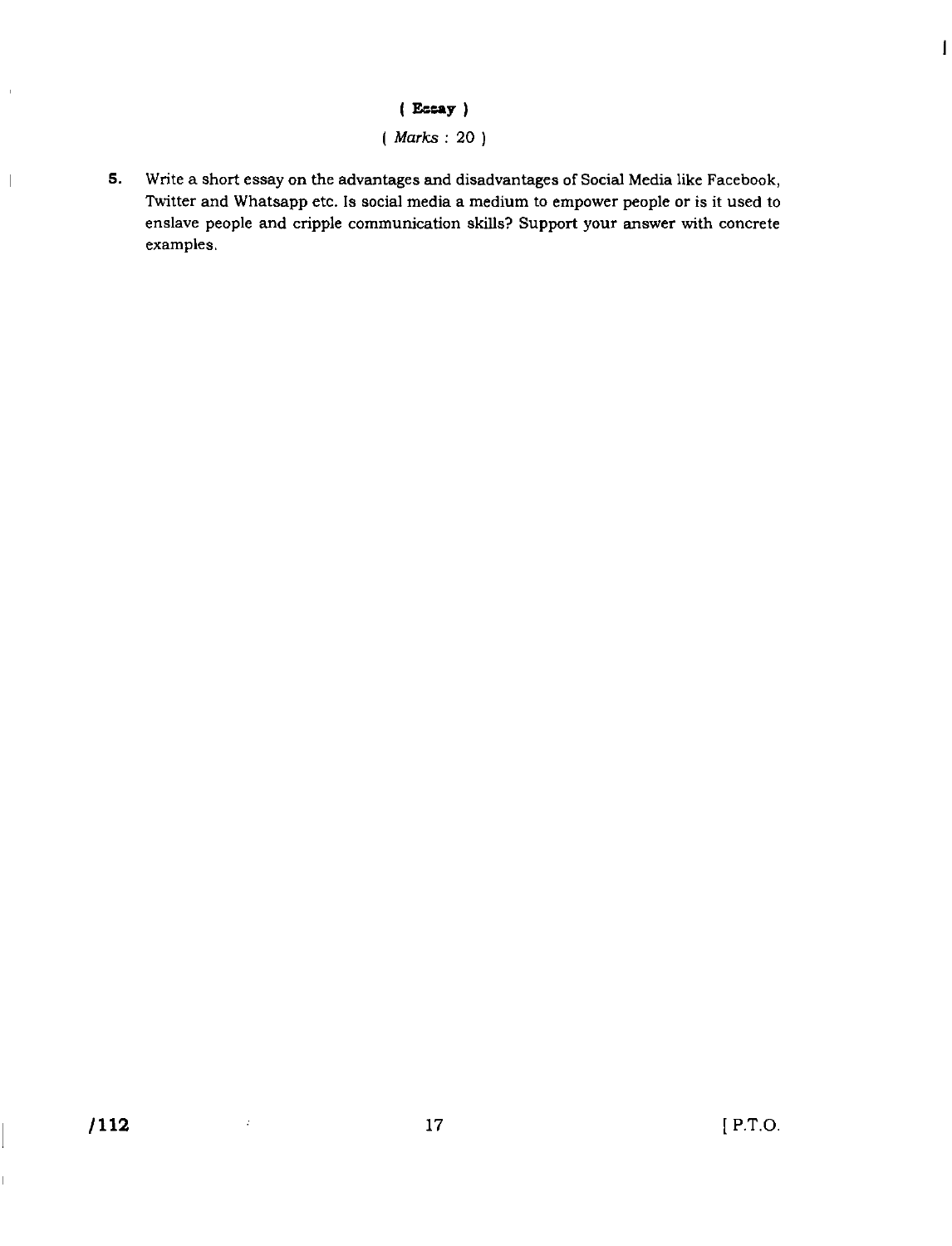## ( Essay )

( *Marks* : 20 )

**5.** Write a short essay on the advantages and disadvantages of Social Media like Facebook, Twitter and Whatsapp etc. Is social media a medium to empower people or is it used to enslave people and cripple communication skills? Support your answer with concrete examples.

[ P.T.O.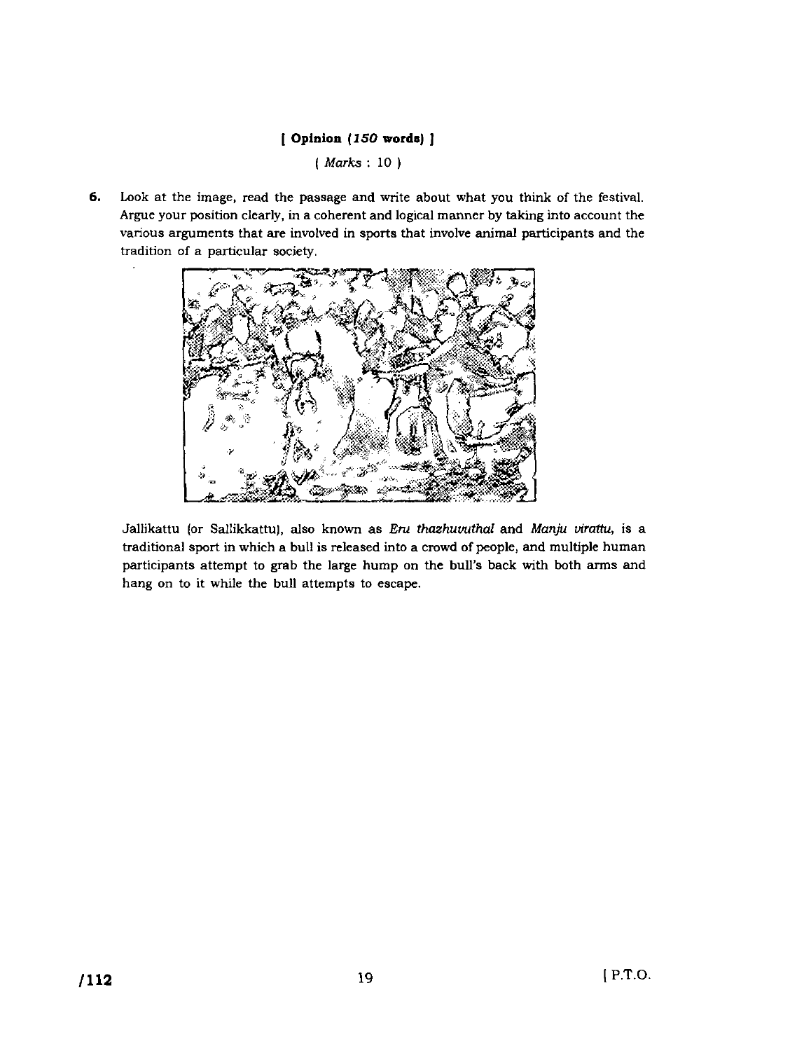**[ Opinion (*150* words) ]**

( *Marks* : 10 )

**6.** Look at the image, read the passage and write about what you think of the festival. Argue your position clearly, in a coherent and logical manner by taking into account the various arguments that are involved in sports that involve animal participants and the tradition of a particular society.

Jallikattu (or Sallikkattu), also known as *Eru thazhuvuthal* and *Manju virattu*, is a traditional sport in which a bull is released into a crowd of people, and multiple human participants attempt to grab the large hump on the bull's back with both arms and hang on to it while the bull attempts to escape.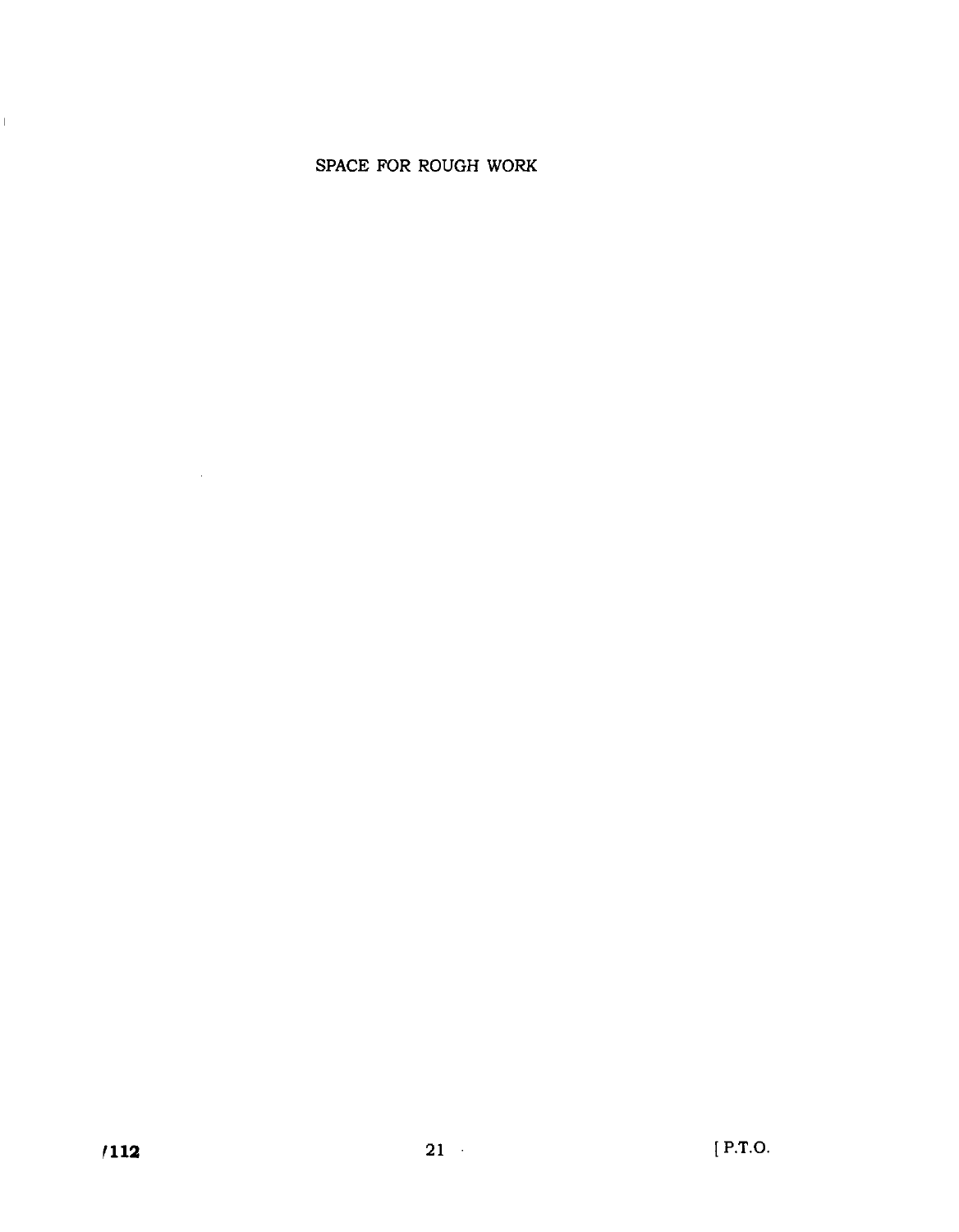SPACE FOR ROUGH WORK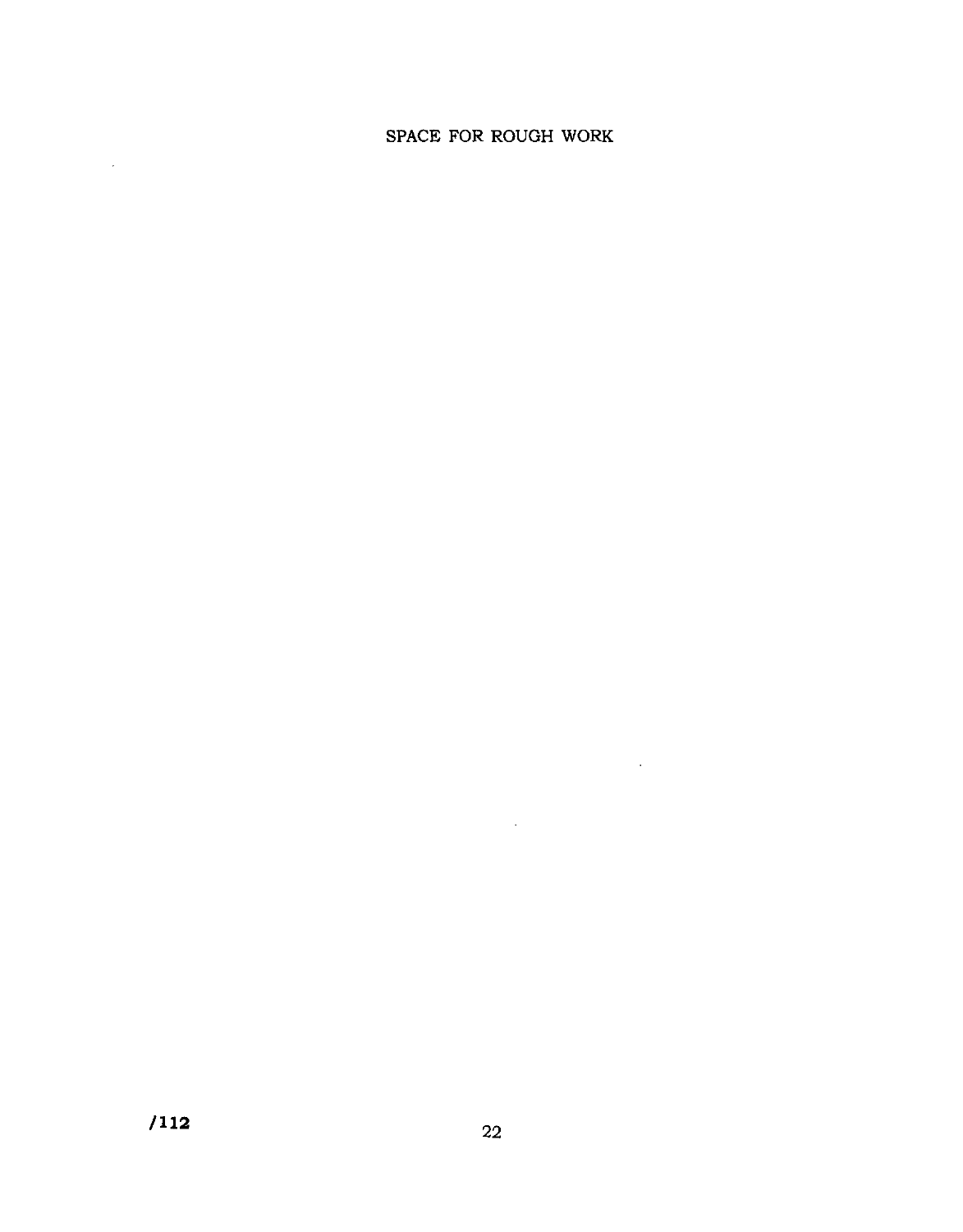SPACE FOR ROUGH WORK

/112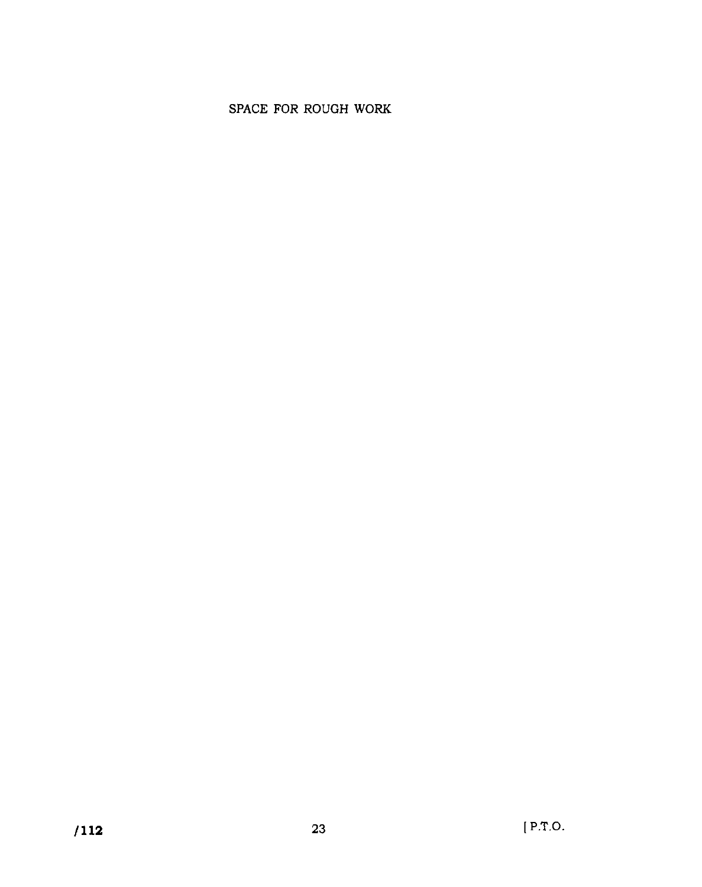SPACE FOR ROUGH WORK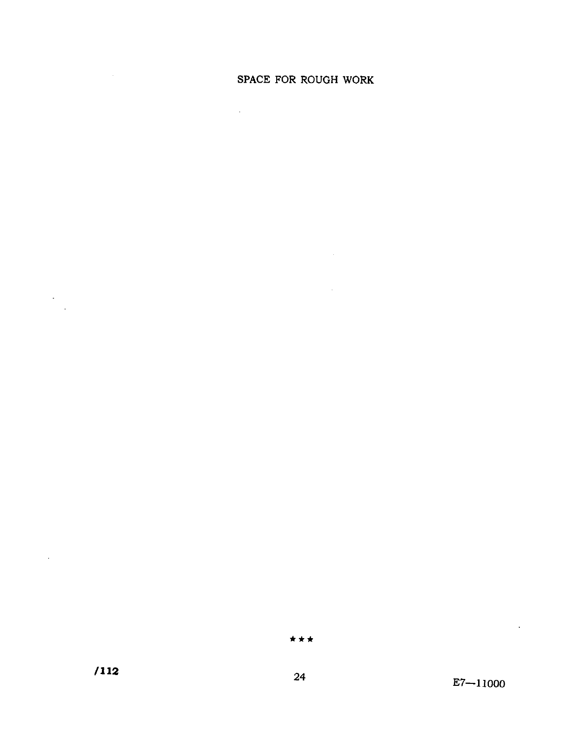SPACE FOR ROUGH WORK

★★★

/112

E7—11000